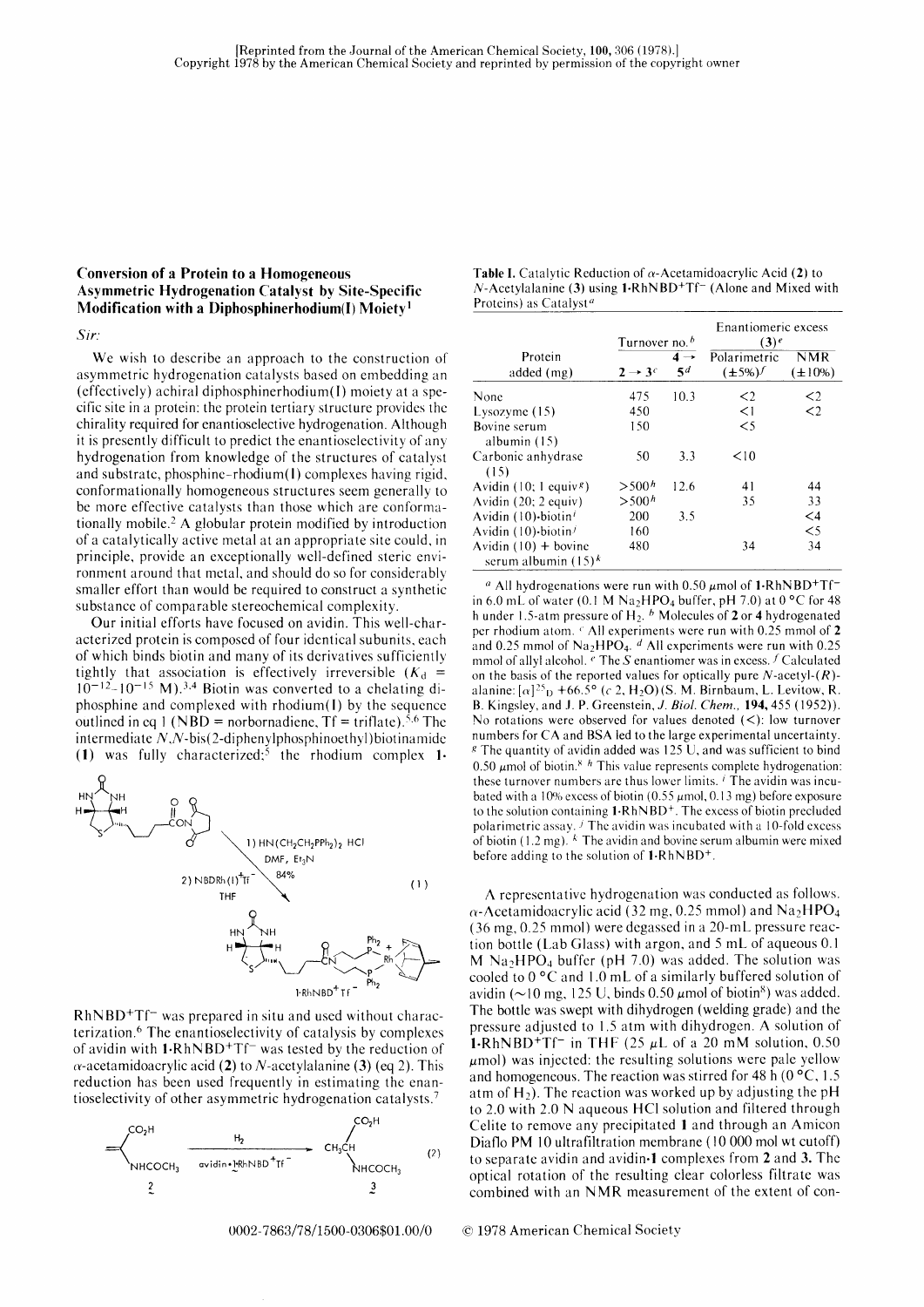[Reprinted from the Journal of the American Chemical Society, **100**, 306 (1978).]
Copyright 1978 by the American Chemical Society and reprinted by permission of the copyright owner

## Conversion of a Protein to a Homogeneous Asymmetric Hydrogenation Catalyst by Site-Specific Modification with a Diphosphinerhodium(I) Moiety[1]

*Sir:*

We wish to describe an approach to the construction of asymmetric hydrogenation catalysts based on embedding an (effectively) achiral diphosphinerhodium(I) moiety at a specific site in a protein: the protein tertiary structure provides the chirality required for enantioselective hydrogenation. Although it is presently difficult to predict the enantioselectivity of any hydrogenation from knowledge of the structures of catalyst and substrate, phosphine-rhodium(I) complexes having rigid, conformationally homogeneous structures seem generally to be more effective catalysts than those which are conformationally mobile.[2] A globular protein modified by introduction of a catalytically active metal at an appropriate site could, in principle, provide an exceptionally well-defined steric environment around that metal, and should do so for considerably smaller effort than would be required to construct a synthetic substance of comparable stereochemical complexity.

Our initial efforts have focused on avidin. This well-characterized protein is composed of four identical subunits, each of which binds biotin and many of its derivatives sufficiently tightly that association is effectively irreversible ($K_d$ = $10^{-12}$–$10^{-15}$ M).[3,4] Biotin was converted to a chelating diphosphine and complexed with rhodium(I) by the sequence outlined in eq 1 (NBD = norbornadiene, Tf = triflate).[5,6] The intermediate *N*,*N*-bis(2-diphenylphosphinoethyl)biotinamide (**1**) was fully characterized;[5] the rhodium complex **1**·RhNBD⁺Tf⁻ was prepared in situ and used without characterization.[6] The enantioselectivity of catalysis by complexes of avidin with **1**·RhNBD⁺Tf⁻ was tested by the reduction of α-acetamidoacrylic acid (**2**) to *N*-acetylalanine (**3**) (eq 2). This reduction has been used frequently in estimating the enantioselectivity of other asymmetric hydrogenation catalysts.[7]

(1) [Scheme: biotin N-hydroxysuccinimide ester → 1) HN(CH₂CH₂PPh₂)₂ HCl, DMF, Et₃N; 2) NBDRh(I)⁺Tf⁻, THF; 84% → **1**·RhNBD⁺Tf⁻]

(2) [Scheme: **2** (CH₂=C(CO₂H)NHCOCH₃) → H₂, avidin·**1**·RhNBD⁺Tf⁻ → **3** (CH₃CH(CO₂H)NHCOCH₃)]

**Table I.** Catalytic Reduction of α-Acetamidoacrylic Acid (**2**) to *N*-Acetylalanine (**3**) using **1**·RhNBD⁺Tf⁻ (Alone and Mixed with Proteins) as Catalyst[a]

| Protein added (mg) | Turnover no.[b] **2** → **3**[c] | Turnover no.[b] **4** → **5**[d] | Enantiomeric excess (**3**)[e] Polarimetric (±5%)[f] | Enantiomeric excess (**3**)[e] NMR (±10%) |
|---|---|---|---|---|
| None | 475 | 10.3 | <2 | <2 |
| Lysozyme (15) | 450 | | <1 | <2 |
| Bovine serum albumin (15) | 150 | | <5 | |
| Carbonic anhydrase (15) | 50 | 3.3 | <10 | |
| Avidin (10; 1 equiv[g]) | >500[h] | 12.6 | 41 | 44 |
| Avidin (20; 2 equiv) | >500[h] | | 35 | 33 |
| Avidin (10)·biotin[i] | 200 | 3.5 | | <4 |
| Avidin (10)·biotin[j] | 160 | | | <5 |
| Avidin (10) + bovine serum albumin (15)[k] | 480 | | 34 | 34 |

[a] All hydrogenations were run with 0.50 μmol of **1**·RhNBD⁺Tf⁻ in 6.0 mL of water (0.1 M $Na_2HPO_4$ buffer, pH 7.0) at 0 °C for 48 h under 1.5-atm pressure of $H_2$. [b] Molecules of **2** or **4** hydrogenated per rhodium atom. [c] All experiments were run with 0.25 mmol of **2** and 0.25 mmol of $Na_2HPO_4$. [d] All experiments were run with 0.25 mmol of allyl alcohol. [e] The *S* enantiomer was in excess. [f] Calculated on the basis of the reported values for optically pure *N*-acetyl-(*R*)-alanine: $[\alpha]^{25}_D$ +66.5° (*c* 2, $H_2O$) (S. M. Birnbaum, L. Levitow, R. B. Kingsley, and J. P. Greenstein, *J. Biol. Chem.*, **194**, 455 (1952)). No rotations were observed for values denoted (<): low turnover numbers for CA and BSA led to the large experimental uncertainty. [g] The quantity of avidin added was 125 U, and was sufficient to bind 0.50 μmol of biotin.[8] [h] This value represents complete hydrogenation: these turnover numbers are thus lower limits. [i] The avidin was incubated with a 10% excess of biotin (0.55 μmol, 0.13 mg) before exposure to the solution containing **1**·RhNBD⁺. The excess of biotin precluded polarimetric assay. [j] The avidin was incubated with a 10-fold excess of biotin (1.2 mg). [k] The avidin and bovine serum albumin were mixed before adding to the solution of **1**·RhNBD⁺.

A representative hydrogenation was conducted as follows. α-Acetamidoacrylic acid (32 mg, 0.25 mmol) and $Na_2HPO_4$ (36 mg, 0.25 mmol) were degassed in a 20-mL pressure reaction bottle (Lab Glass) with argon, and 5 mL of aqueous 0.1 M $Na_2HPO_4$ buffer (pH 7.0) was added. The solution was cooled to 0 °C and 1.0 mL of a similarly buffered solution of avidin (~10 mg, 125 U, binds 0.50 μmol of biotin[8]) was added. The bottle was swept with dihydrogen (welding grade) and the pressure adjusted to 1.5 atm with dihydrogen. A solution of **1**·RhNBD⁺Tf⁻ in THF (25 μL of a 20 mM solution, 0.50 μmol) was injected: the resulting solutions were pale yellow and homogeneous. The reaction was stirred for 48 h (0 °C, 1.5 atm of $H_2$). The reaction was worked up by adjusting the pH to 2.0 with 2.0 N aqueous HCl solution and filtered through Celite to remove any precipitated **1** and through an Amicon Diaflo PM 10 ultrafiltration membrane (10 000 mol wt cutoff) to separate avidin and avidin·**1** complexes from **2** and **3**. The optical rotation of the resulting clear colorless filtrate was combined with an NMR measurement of the extent of con-

0002-7863/78/1500-0306$01.00/0 © 1978 American Chemical Society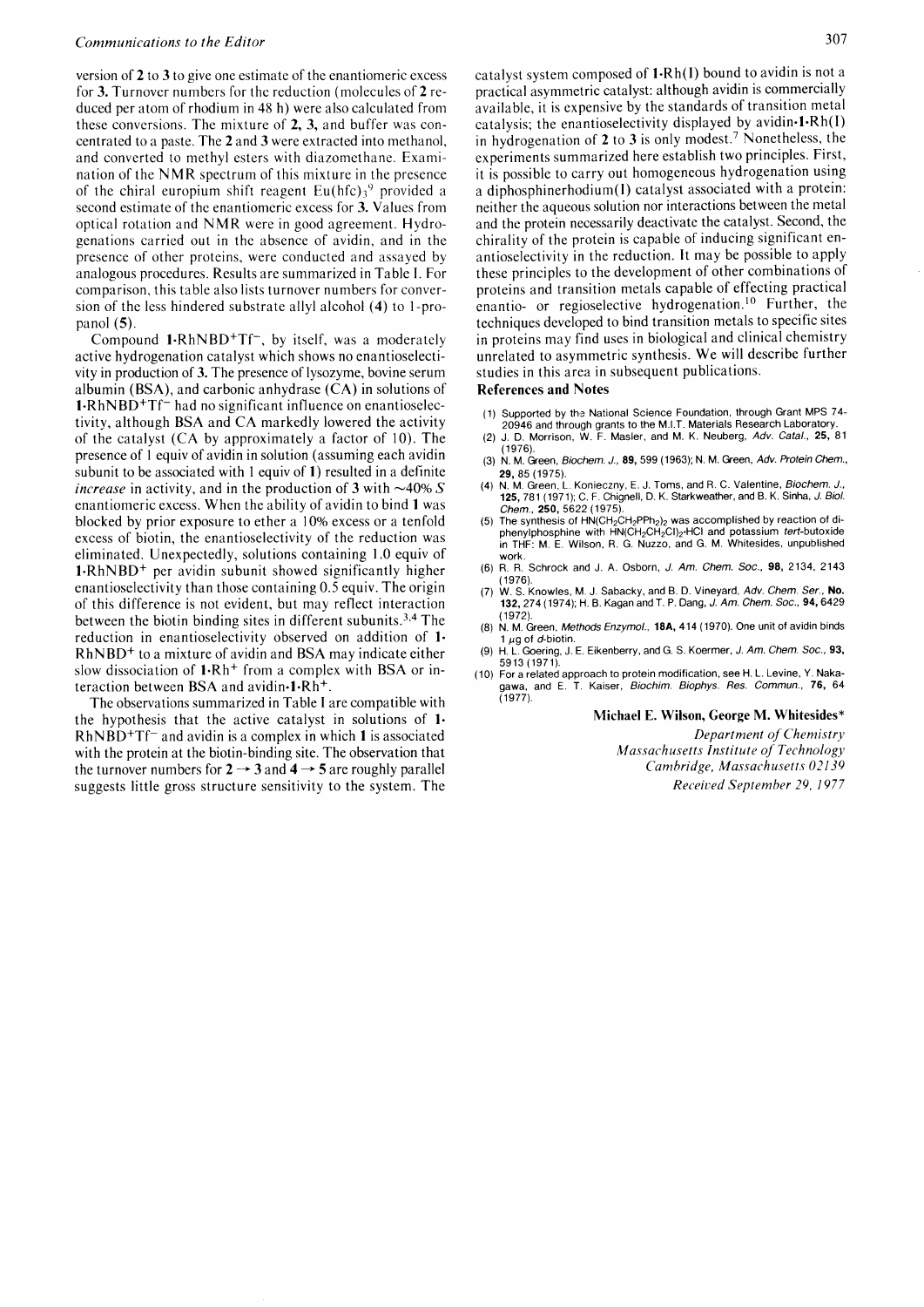version of **2** to **3** to give one estimate of the enantiomeric excess for **3**. Turnover numbers for the reduction (molecules of **2** reduced per atom of rhodium in 48 h) were also calculated from these conversions. The mixture of **2**, **3**, and buffer was concentrated to a paste. The **2** and **3** were extracted into methanol, and converted to methyl esters with diazomethane. Examination of the NMR spectrum of this mixture in the presence of the chiral europium shift reagent $Eu(hfc)_3$[9] provided a second estimate of the enantiomeric excess for **3**. Values from optical rotation and NMR were in good agreement. Hydrogenations carried out in the absence of avidin, and in the presence of other proteins, were conducted and assayed by analogous procedures. Results are summarized in Table I. For comparison, this table also lists turnover numbers for conversion of the less hindered substrate allyl alcohol (**4**) to 1-propanol (**5**).

Compound **1**·$RhNBD^+Tf^-$, by itself, was a moderately active hydrogenation catalyst which shows no enantioselectivity in production of **3**. The presence of lysozyme, bovine serum albumin (BSA), and carbonic anhydrase (CA) in solutions of **1**·$RhNBD^+Tf^-$ had no significant influence on enantioselectivity, although BSA and CA markedly lowered the activity of the catalyst (CA by approximately a factor of 10). The presence of 1 equiv of avidin in solution (assuming each avidin subunit to be associated with 1 equiv of **1**) resulted in a definite *increase* in activity, and in the production of **3** with ~40% *S* enantiomeric excess. When the ability of avidin to bind **1** was blocked by prior exposure to ether a 10% excess or a tenfold excess of biotin, the enantioselectivity of the reduction was eliminated. Unexpectedly, solutions containing 1.0 equiv of **1**·$RhNBD^+$ per avidin subunit showed significantly higher enantioselectivity than those containing 0.5 equiv. The origin of this difference is not evident, but may reflect interaction between the biotin binding sites in different subunits.[3,4] The reduction in enantioselectivity observed on addition of **1**·$RhNBD^+$ to a mixture of avidin and BSA may indicate either slow dissociation of **1**·$Rh^+$ from a complex with BSA or interaction between BSA and avidin·**1**·$Rh^+$.

The observations summarized in Table I are compatible with the hypothesis that the active catalyst in solutions of **1**·$RhNBD^+Tf^-$ and avidin is a complex in which **1** is associated with the protein at the biotin-binding site. The observation that the turnover numbers for **2** → **3** and **4** → **5** are roughly parallel suggests little gross structure sensitivity to the system. The catalyst system composed of **1**·Rh(I) bound to avidin is not a practical asymmetric catalyst: although avidin is commercially available, it is expensive by the standards of transition metal catalysis; the enantioselectivity displayed by avidin·**1**·Rh(I) in hydrogenation of **2** to **3** is only modest.[7] Nonetheless, the experiments summarized here establish two principles. First, it is possible to carry out homogeneous hydrogenation using a diphosphinerhodium(I) catalyst associated with a protein: neither the aqueous solution nor interactions between the metal and the protein necessarily deactivate the catalyst. Second, the chirality of the protein is capable of inducing significant enantioselectivity in the reduction. It may be possible to apply these principles to the development of other combinations of proteins and transition metals capable of effecting practical enantio- or regioselective hydrogenation.[10] Further, the techniques developed to bind transition metals to specific sites in proteins may find uses in biological and clinical chemistry unrelated to asymmetric synthesis. We will describe further studies in this area in subsequent publications.

## References and Notes

(1) Supported by the National Science Foundation, through Grant MPS 74-20946 and through grants to the M.I.T. Materials Research Laboratory.

(2) J. D. Morrison, W. F. Masler, and M. K. Neuberg, *Adv. Catal.*, **25**, 81 (1976).

(3) N. M. Green, *Biochem. J.*, **89**, 599 (1963); N. M. Green, *Adv. Protein Chem.*, **29**, 85 (1975).

(4) N. M. Green, L. Konieczny, E. J. Toms, and R. C. Valentine, *Biochem. J.*, **125**, 781 (1971); C. F. Chignell, D. K. Starkweather, and B. K. Sinha, *J. Biol. Chem.*, **250**, 5622 (1975).

(5) The synthesis of $HN(CH_2CH_2PPh_2)_2$ was accomplished by reaction of diphenylphosphine with $HN(CH_2CH_2Cl)_2$·HCl and potassium *tert*-butoxide in THF: M. E. Wilson, R. G. Nuzzo, and G. M. Whitesides, unpublished work.

(6) R. R. Schrock and J. A. Osborn, *J. Am. Chem. Soc.*, **98**, 2134, 2143 (1976).

(7) W. S. Knowles, M. J. Sabacky, and B. D. Vineyard, *Adv. Chem. Ser.*, **No. 132**, 274 (1974); H. B. Kagan and T. P. Dang, *J. Am. Chem. Soc.*, **94**, 6429 (1972).

(8) N. M. Green, *Methods Enzymol.*, **18A**, 414 (1970). One unit of avidin binds 1 μg of *d*-biotin.

(9) H. L. Goering, J. E. Eikenberry, and G. S. Koermer, *J. Am. Chem. Soc.*, **93**, 5913 (1971).

(10) For a related approach to protein modification, see H. L. Levine, Y. Nakagawa, and E. T. Kaiser, *Biochim. Biophys. Res. Commun.*, **76**, 64 (1977).

**Michael E. Wilson, George M. Whitesides\***

*Department of Chemistry*
*Massachusetts Institute of Technology*
*Cambridge, Massachusetts 02139*
*Received September 29, 1977*